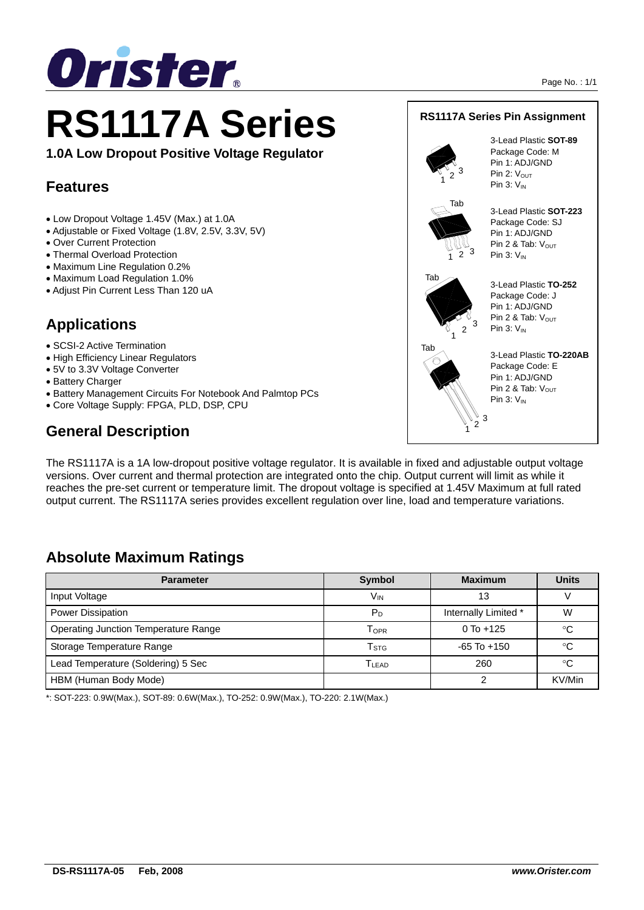# RS1117A Series

**1.0A Low Dropout Positive Voltage Regulator**

## Features

- Low Dropout Voltage 1.45V (Max.) at 1.0A
- Adjustable or Fixed Voltage (1.8V, 2.5V, 3.3V, 5V)
- Over Current Protection
- Thermal Overload Protection
- Maximum Line Regulation 0.2%
- Maximum Load Regulation 1.0%
- Adjust Pin Current Less Than 120 uA

## Applications

- SCSI-2 Active Termination
- High Efficiency Linear Regulators
- 5V to 3.3V Voltage Converter
- Battery Charger
- Battery Management Circuits For Notebook And Palmtop PCs
- Core Voltage Supply: FPGA, PLD, DSP, CPU

### RS1117A Series Pin Assignment

3-Lead Plastic **SOT-89**
Package Code: M
Pin 1: ADJ/GND
Pin 2: $V_{OUT}$
Pin 3: $V_{IN}$

3-Lead Plastic **SOT-223**
Package Code: SJ
Pin 1: ADJ/GND
Pin 2 & Tab: $V_{OUT}$
Pin 3: $V_{IN}$

3-Lead Plastic **TO-252**
Package Code: J
Pin 1: ADJ/GND
Pin 2 & Tab: $V_{OUT}$
Pin 3: $V_{IN}$

3-Lead Plastic **TO-220AB**
Package Code: E
Pin 1: ADJ/GND
Pin 2 & Tab: $V_{OUT}$
Pin 3: $V_{IN}$

## General Description

The RS1117A is a 1A low-dropout positive voltage regulator. It is available in fixed and adjustable output voltage versions. Over current and thermal protection are integrated onto the chip. Output current will limit as while it reaches the pre-set current or temperature limit. The dropout voltage is specified at 1.45V Maximum at full rated output current. The RS1117A series provides excellent regulation over line, load and temperature variations.

## Absolute Maximum Ratings

| Parameter | Symbol | Maximum | Units |
|---|---|---|---|
| Input Voltage | $V_{IN}$ | 13 | V |
| Power Dissipation | $P_D$ | Internally Limited * | W |
| Operating Junction Temperature Range | $T_{OPR}$ | 0 To +125 | °C |
| Storage Temperature Range | $T_{STG}$ | -65 To +150 | °C |
| Lead Temperature (Soldering) 5 Sec | $T_{LEAD}$ | 260 | °C |
| HBM (Human Body Mode) | | 2 | KV/Min |

*: SOT-223: 0.9W(Max.), SOT-89: 0.6W(Max.), TO-252: 0.9W(Max.), TO-220: 2.1W(Max.)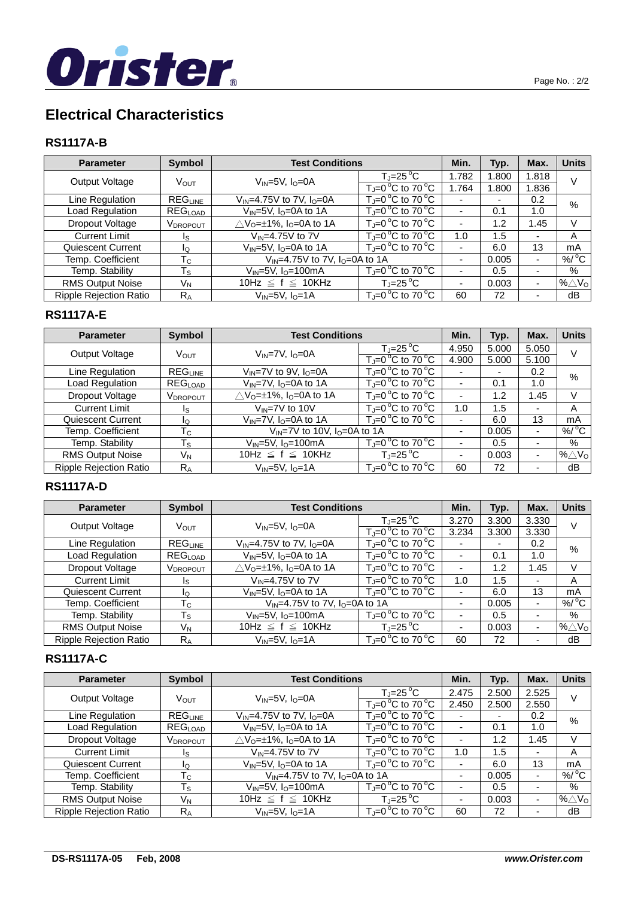# Electrical Characteristics

## RS1117A-B

| Parameter | Symbol | Test Conditions | | Min. | Typ. | Max. | Units |
|---|---|---|---|---|---|---|---|
| Output Voltage | $V_{OUT}$ | $V_{IN}$=5V, $I_O$=0A | $T_J$=25°C | 1.782 | 1.800 | 1.818 | V |
| | | | $T_J$=0°C to 70°C | 1.764 | 1.800 | 1.836 | |
| Line Regulation | $REG_{LINE}$ | $V_{IN}$=4.75V to 7V, $I_O$=0A | $T_J$=0°C to 70°C | - | - | 0.2 | % |
| Load Regulation | $REG_{LOAD}$ | $V_{IN}$=5V, $I_O$=0A to 1A | $T_J$=0°C to 70°C | - | 0.1 | 1.0 | |
| Dropout Voltage | $V_{DROPOUT}$ | $\triangle V_O$=±1%, $I_O$=0A to 1A | $T_J$=0°C to 70°C | - | 1.2 | 1.45 | V |
| Current Limit | $I_S$ | $V_{IN}$=4.75V to 7V | $T_J$=0°C to 70°C | 1.0 | 1.5 | - | A |
| Quiescent Current | $I_Q$ | $V_{IN}$=5V, $I_O$=0A to 1A | $T_J$=0°C to 70°C | - | 6.0 | 13 | mA |
| Temp. Coefficient | $T_C$ | $V_{IN}$=4.75V to 7V, $I_O$=0A to 1A | | - | 0.005 | - | %/°C |
| Temp. Stability | $T_S$ | $V_{IN}$=5V, $I_O$=100mA | $T_J$=0°C to 70°C | - | 0.5 | - | % |
| RMS Output Noise | $V_N$ | 10Hz ≦ f ≦ 10KHz | $T_J$=25°C | - | 0.003 | - | %$\triangle V_O$ |
| Ripple Rejection Ratio | $R_A$ | $V_{IN}$=5V, $I_O$=1A | $T_J$=0°C to 70°C | 60 | 72 | - | dB |

## RS1117A-E

| Parameter | Symbol | Test Conditions | | Min. | Typ. | Max. | Units |
|---|---|---|---|---|---|---|---|
| Output Voltage | $V_{OUT}$ | $V_{IN}$=7V, $I_O$=0A | $T_J$=25°C | 4.950 | 5.000 | 5.050 | V |
| | | | $T_J$=0°C to 70°C | 4.900 | 5.000 | 5.100 | |
| Line Regulation | $REG_{LINE}$ | $V_{IN}$=7V to 9V, $I_O$=0A | $T_J$=0°C to 70°C | - | - | 0.2 | % |
| Load Regulation | $REG_{LOAD}$ | $V_{IN}$=7V, $I_O$=0A to 1A | $T_J$=0°C to 70°C | - | 0.1 | 1.0 | |
| Dropout Voltage | $V_{DROPOUT}$ | $\triangle V_O$=±1%, $I_O$=0A to 1A | $T_J$=0°C to 70°C | - | 1.2 | 1.45 | V |
| Current Limit | $I_S$ | $V_{IN}$=7V to 10V | $T_J$=0°C to 70°C | 1.0 | 1.5 | - | A |
| Quiescent Current | $I_Q$ | $V_{IN}$=7V, $I_O$=0A to 1A | $T_J$=0°C to 70°C | - | 6.0 | 13 | mA |
| Temp. Coefficient | $T_C$ | $V_{IN}$=7V to 10V, $I_O$=0A to 1A | | - | 0.005 | - | %/°C |
| Temp. Stability | $T_S$ | $V_{IN}$=5V, $I_O$=100mA | $T_J$=0°C to 70°C | - | 0.5 | - | % |
| RMS Output Noise | $V_N$ | 10Hz ≦ f ≦ 10KHz | $T_J$=25°C | - | 0.003 | - | %$\triangle V_O$ |
| Ripple Rejection Ratio | $R_A$ | $V_{IN}$=5V, $I_O$=1A | $T_J$=0°C to 70°C | 60 | 72 | - | dB |

## RS1117A-D

| Parameter | Symbol | Test Conditions | | Min. | Typ. | Max. | Units |
|---|---|---|---|---|---|---|---|
| Output Voltage | $V_{OUT}$ | $V_{IN}$=5V, $I_O$=0A | $T_J$=25°C | 3.270 | 3.300 | 3.330 | V |
| | | | $T_J$=0°C to 70°C | 3.234 | 3.300 | 3.330 | |
| Line Regulation | $REG_{LINE}$ | $V_{IN}$=4.75V to 7V, $I_O$=0A | $T_J$=0°C to 70°C | - | - | 0.2 | % |
| Load Regulation | $REG_{LOAD}$ | $V_{IN}$=5V, $I_O$=0A to 1A | $T_J$=0°C to 70°C | - | 0.1 | 1.0 | |
| Dropout Voltage | $V_{DROPOUT}$ | $\triangle V_O$=±1%, $I_O$=0A to 1A | $T_J$=0°C to 70°C | - | 1.2 | 1.45 | V |
| Current Limit | $I_S$ | $V_{IN}$=4.75V to 7V | $T_J$=0°C to 70°C | 1.0 | 1.5 | - | A |
| Quiescent Current | $I_Q$ | $V_{IN}$=5V, $I_O$=0A to 1A | $T_J$=0°C to 70°C | - | 6.0 | 13 | mA |
| Temp. Coefficient | $T_C$ | $V_{IN}$=4.75V to 7V, $I_O$=0A to 1A | | - | 0.005 | - | %/°C |
| Temp. Stability | $T_S$ | $V_{IN}$=5V, $I_O$=100mA | $T_J$=0°C to 70°C | - | 0.5 | - | % |
| RMS Output Noise | $V_N$ | 10Hz ≦ f ≦ 10KHz | $T_J$=25°C | - | 0.003 | - | %$\triangle V_O$ |
| Ripple Rejection Ratio | $R_A$ | $V_{IN}$=5V, $I_O$=1A | $T_J$=0°C to 70°C | 60 | 72 | - | dB |

## RS1117A-C

| Parameter | Symbol | Test Conditions | | Min. | Typ. | Max. | Units |
|---|---|---|---|---|---|---|---|
| Output Voltage | $V_{OUT}$ | $V_{IN}$=5V, $I_O$=0A | $T_J$=25°C | 2.475 | 2.500 | 2.525 | V |
| | | | $T_J$=0°C to 70°C | 2.450 | 2.500 | 2.550 | |
| Line Regulation | $REG_{LINE}$ | $V_{IN}$=4.75V to 7V, $I_O$=0A | $T_J$=0°C to 70°C | - | - | 0.2 | % |
| Load Regulation | $REG_{LOAD}$ | $V_{IN}$=5V, $I_O$=0A to 1A | $T_J$=0°C to 70°C | - | 0.1 | 1.0 | |
| Dropout Voltage | $V_{DROPOUT}$ | $\triangle V_O$=±1%, $I_O$=0A to 1A | $T_J$=0°C to 70°C | - | 1.2 | 1.45 | V |
| Current Limit | $I_S$ | $V_{IN}$=4.75V to 7V | $T_J$=0°C to 70°C | 1.0 | 1.5 | - | A |
| Quiescent Current | $I_Q$ | $V_{IN}$=5V, $I_O$=0A to 1A | $T_J$=0°C to 70°C | - | 6.0 | 13 | mA |
| Temp. Coefficient | $T_C$ | $V_{IN}$=4.75V to 7V, $I_O$=0A to 1A | | - | 0.005 | - | %/°C |
| Temp. Stability | $T_S$ | $V_{IN}$=5V, $I_O$=100mA | $T_J$=0°C to 70°C | - | 0.5 | - | % |
| RMS Output Noise | $V_N$ | 10Hz ≦ f ≦ 10KHz | $T_J$=25°C | - | 0.003 | - | %$\triangle V_O$ |
| Ripple Rejection Ratio | $R_A$ | $V_{IN}$=5V, $I_O$=1A | $T_J$=0°C to 70°C | 60 | 72 | - | dB |

**DS-RS1117A-05 Feb, 2008** ***www.Orister.com***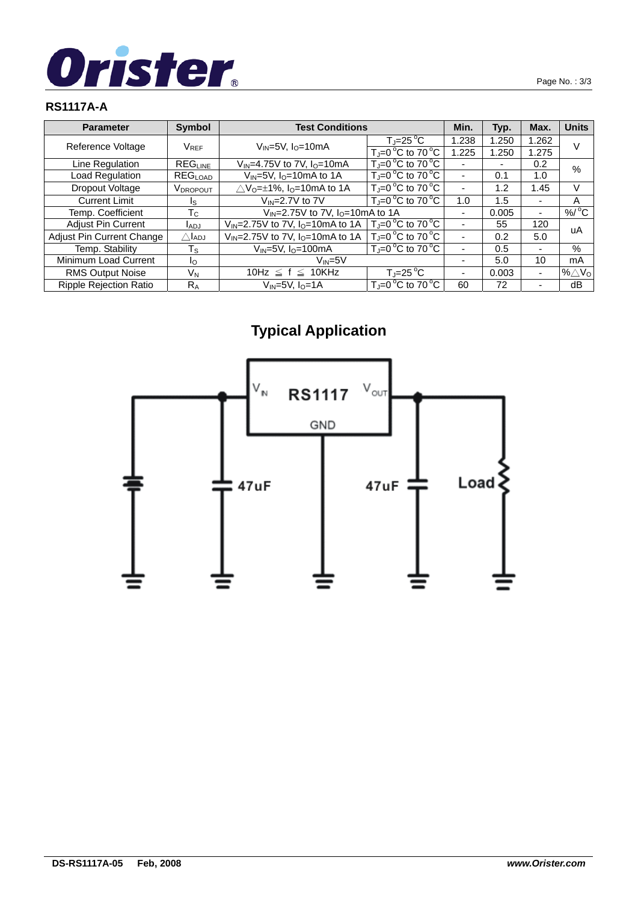## RS1117A-A

| Parameter | Symbol | Test Conditions | | Min. | Typ. | Max. | Units |
|---|---|---|---|---|---|---|---|
| Reference Voltage | $V_{REF}$ | $V_{IN}$=5V, $I_O$=10mA | $T_J$=25°C | 1.238 | 1.250 | 1.262 | V |
| | | | $T_J$=0°C to 70°C | 1.225 | 1.250 | 1.275 | |
| Line Regulation | $REG_{LINE}$ | $V_{IN}$=4.75V to 7V, $I_O$=10mA | $T_J$=0°C to 70°C | - | - | 0.2 | % |
| Load Regulation | $REG_{LOAD}$ | $V_{IN}$=5V, $I_O$=10mA to 1A | $T_J$=0°C to 70°C | - | 0.1 | 1.0 | |
| Dropout Voltage | $V_{DROPOUT}$ | $\triangle V_O$=±1%, $I_O$=10mA to 1A | $T_J$=0°C to 70°C | - | 1.2 | 1.45 | V |
| Current Limit | $I_S$ | $V_{IN}$=2.7V to 7V | $T_J$=0°C to 70°C | 1.0 | 1.5 | - | A |
| Temp. Coefficient | $T_C$ | $V_{IN}$=2.75V to 7V, $I_O$=10mA to 1A | | - | 0.005 | - | %/°C |
| Adjust Pin Current | $I_{ADJ}$ | $V_{IN}$=2.75V to 7V, $I_O$=10mA to 1A | $T_J$=0°C to 70°C | - | 55 | 120 | uA |
| Adjust Pin Current Change | $\triangle I_{ADJ}$ | $V_{IN}$=2.75V to 7V, $I_O$=10mA to 1A | $T_J$=0°C to 70°C | - | 0.2 | 5.0 | |
| Temp. Stability | $T_S$ | $V_{IN}$=5V, $I_O$=100mA | $T_J$=0°C to 70°C | - | 0.5 | - | % |
| Minimum Load Current | $I_O$ | $V_{IN}$=5V | | - | 5.0 | 10 | mA |
| RMS Output Noise | $V_N$ | 10Hz ≦ f ≦ 10KHz | $T_J$=25°C | - | 0.003 | - | $\%\triangle V_O$ |
| Ripple Rejection Ratio | $R_A$ | $V_{IN}$=5V, $I_O$=1A | $T_J$=0°C to 70°C | 60 | 72 | - | dB |

## Typical Application

RS1117 — $V_{IN}$, $V_{OUT}$, GND, 47uF, 47uF, Load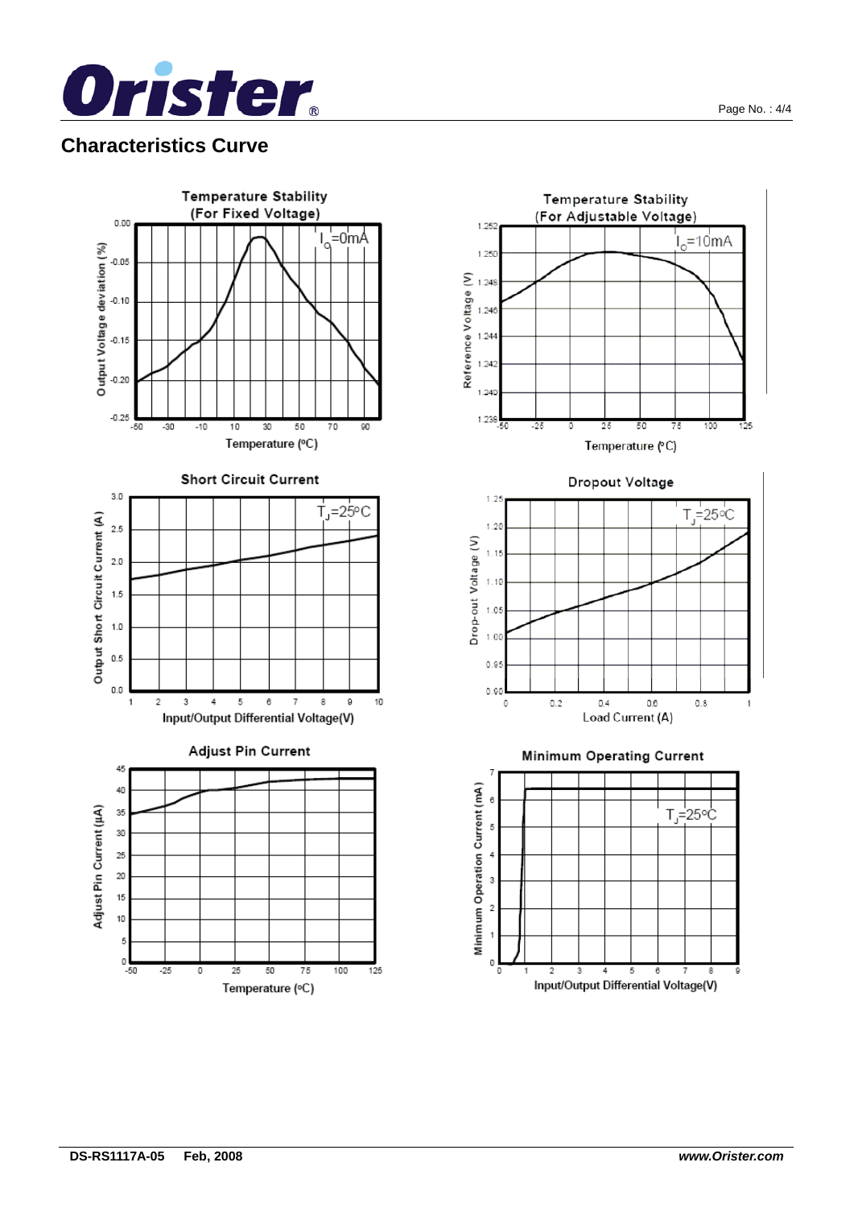## Characteristics Curve

**Temperature Stability (For Fixed Voltage)**

$I_O$=0mA

Output Voltage deviation (%)

Temperature (ºC)

**Temperature Stability (For Adjustable Voltage)**

$I_O$=10mA

Reference Voltage (V)

Temperature (ºC)

**Short Circuit Current**

$T_J$=25ºC

Output Short Circuit Current (A)

Input/Output Differential Voltage(V)

**Dropout Voltage**

$T_J$=25ºC

Drop-out Voltage (V)

Load Current (A)

**Adjust Pin Current**

Adjust Pin Current (µA)

Temperature (ºC)

**Minimum Operating Current**

$T_J$=25ºC

Minimum Operation Current (mA)

Input/Output Differential Voltage(V)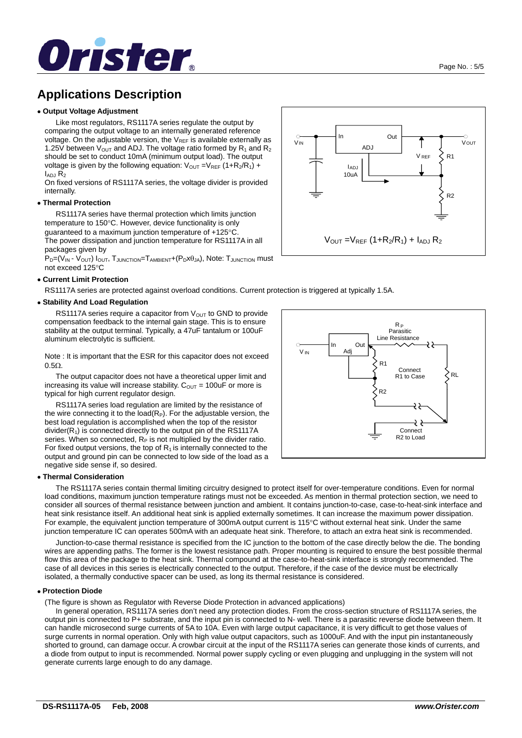# Applications Description

- **Output Voltage Adjustment**

Like most regulators, RS1117A series regulate the output by comparing the output voltage to an internally generated reference voltage. On the adjustable version, the $V_{REF}$ is available externally as 1.25V between $V_{OUT}$ and ADJ. The voltage ratio formed by $R_1$ and $R_2$ should be set to conduct 10mA (minimum output load). The output voltage is given by the following equation: $V_{OUT} = V_{REF}(1+R_2/R_1) + I_{ADJ} R_2$

On fixed versions of RS1117A series, the voltage divider is provided internally.

$$V_{OUT} = V_{REF}(1+R_2/R_1) + I_{ADJ} R_2$$

- **Thermal Protection**

RS1117A series have thermal protection which limits junction temperature to 150°C. However, device functionality is only guaranteed to a maximum junction temperature of +125°C.

The power dissipation and junction temperature for RS1117A in all packages given by

$P_D = (V_{IN} - V_{OUT}) I_{OUT}$, $T_{JUNCTION} = T_{AMBIENT} + (P_D x \theta_{JA})$, Note: $T_{JUNCTION}$ must not exceed 125°C

- **Current Limit Protection**

RS1117A series are protected against overload conditions. Current protection is triggered at typically 1.5A.

- **Stability And Load Regulation**

RS1117A series require a capacitor from $V_{OUT}$ to GND to provide compensation feedback to the internal gain stage. This is to ensure stability at the output terminal. Typically, a 47uF tantalum or 100uF aluminum electrolytic is sufficient.

Note : It is important that the ESR for this capacitor does not exceed 0.5Ω.

The output capacitor does not have a theoretical upper limit and increasing its value will increase stability. $C_{OUT}$ = 100uF or more is typical for high current regulator design.

RS1117A series load regulation are limited by the resistance of the wire connecting it to the load($R_P$). For the adjustable version, the best load regulation is accomplished when the top of the resistor divider($R_1$) is connected directly to the output pin of the RS1117A series. When so connected, $R_P$ is not multiplied by the divider ratio. For fixed output versions, the top of $R_1$ is internally connected to the output and ground pin can be connected to low side of the load as a negative side sense if, so desired.

- **Thermal Consideration**

The RS1117A series contain thermal limiting circuitry designed to protect itself for over-temperature conditions. Even for normal load conditions, maximum junction temperature ratings must not be exceeded. As mention in thermal protection section, we need to consider all sources of thermal resistance between junction and ambient. It contains junction-to-case, case-to-heat-sink interface and heat sink resistance itself. An additional heat sink is applied externally sometimes. It can increase the maximum power dissipation. For example, the equivalent junction temperature of 300mA output current is 115°C without external heat sink. Under the same junction temperature IC can operates 500mA with an adequate heat sink. Therefore, to attach an extra heat sink is recommended.

Junction-to-case thermal resistance is specified from the IC junction to the bottom of the case directly below the die. The bonding wires are appending paths. The former is the lowest resistance path. Proper mounting is required to ensure the best possible thermal flow this area of the package to the heat sink. Thermal compound at the case-to-heat-sink interface is strongly recommended. The case of all devices in this series is electrically connected to the output. Therefore, if the case of the device must be electrically isolated, a thermally conductive spacer can be used, as long its thermal resistance is considered.

- **Protection Diode**

(The figure is shown as Regulator with Reverse Diode Protection in advanced applications)

In general operation, RS1117A series don't need any protection diodes. From the cross-section structure of RS1117A series, the output pin is connected to P+ substrate, and the input pin is connected to N- well. There is a parasitic reverse diode between them. It can handle microsecond surge currents of 5A to 10A. Even with large output capacitance, it is very difficult to get those values of surge currents in normal operation. Only with high value output capacitors, such as 1000uF. And with the input pin instantaneously shorted to ground, can damage occur. A crowbar circuit at the input of the RS1117A series can generate those kinds of currents, and a diode from output to input is recommended. Normal power supply cycling or even plugging and unplugging in the system will not generate currents large enough to do any damage.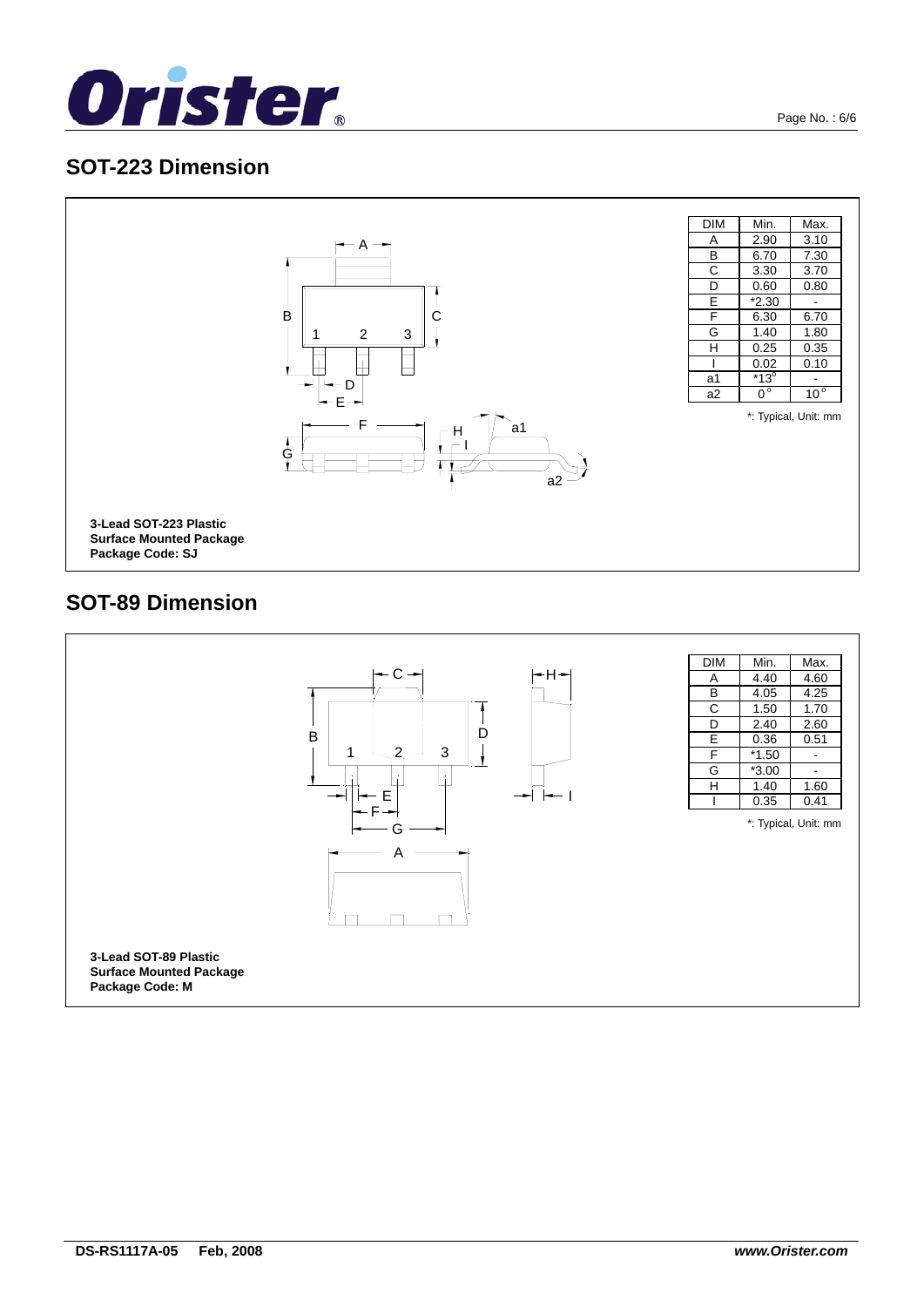## SOT-223 Dimension

| DIM | Min. | Max. |
|---|---|---|
| A | 2.90 | 3.10 |
| B | 6.70 | 7.30 |
| C | 3.30 | 3.70 |
| D | 0.60 | 0.80 |
| E | *2.30 | - |
| F | 6.30 | 6.70 |
| G | 1.40 | 1.80 |
| H | 0.25 | 0.35 |
| I | 0.02 | 0.10 |
| a1 | *13° | - |
| a2 | 0° | 10° |

*: Typical, Unit: mm

**3-Lead SOT-223 Plastic Surface Mounted Package Package Code: SJ**

## SOT-89 Dimension

| DIM | Min. | Max. |
|---|---|---|
| A | 4.40 | 4.60 |
| B | 4.05 | 4.25 |
| C | 1.50 | 1.70 |
| D | 2.40 | 2.60 |
| E | 0.36 | 0.51 |
| F | *1.50 | - |
| G | *3.00 | - |
| H | 1.40 | 1.60 |
| I | 0.35 | 0.41 |

*: Typical, Unit: mm

**3-Lead SOT-89 Plastic Surface Mounted Package Package Code: M**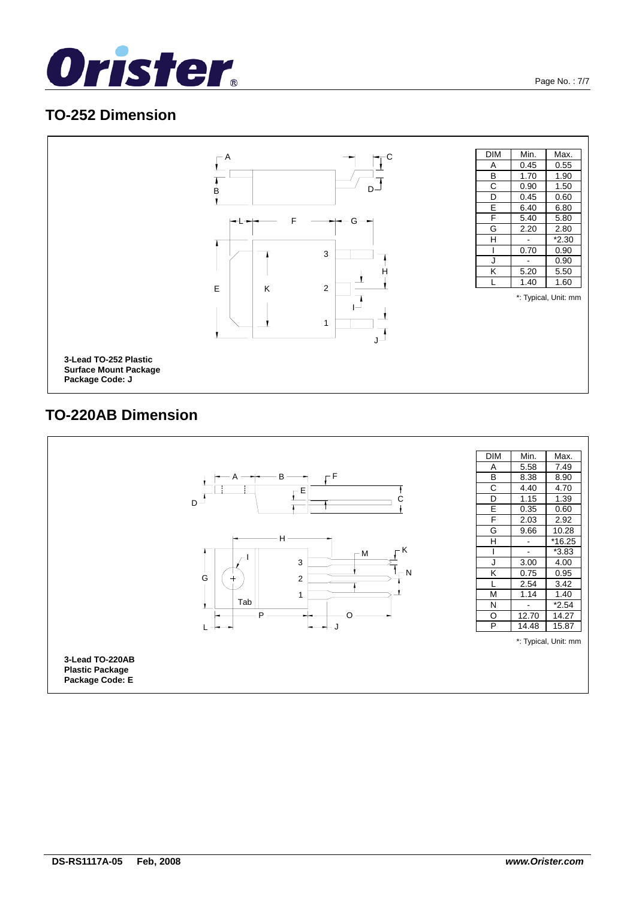## TO-252 Dimension

| DIM | Min. | Max. |
|---|---|---|
| A | 0.45 | 0.55 |
| B | 1.70 | 1.90 |
| C | 0.90 | 1.50 |
| D | 0.45 | 0.60 |
| E | 6.40 | 6.80 |
| F | 5.40 | 5.80 |
| G | 2.20 | 2.80 |
| H | - | *2.30 |
| I | 0.70 | 0.90 |
| J | - | 0.90 |
| K | 5.20 | 5.50 |
| L | 1.40 | 1.60 |

*: Typical, Unit: mm

**3-Lead TO-252 Plastic Surface Mount Package Package Code: J**

## TO-220AB Dimension

| DIM | Min. | Max. |
|---|---|---|
| A | 5.58 | 7.49 |
| B | 8.38 | 8.90 |
| C | 4.40 | 4.70 |
| D | 1.15 | 1.39 |
| E | 0.35 | 0.60 |
| F | 2.03 | 2.92 |
| G | 9.66 | 10.28 |
| H | - | *16.25 |
| I | - | *3.83 |
| J | 3.00 | 4.00 |
| K | 0.75 | 0.95 |
| L | 2.54 | 3.42 |
| M | 1.14 | 1.40 |
| N | - | *2.54 |
| O | 12.70 | 14.27 |
| P | 14.48 | 15.87 |

*: Typical, Unit: mm

**3-Lead TO-220AB Plastic Package Package Code: E**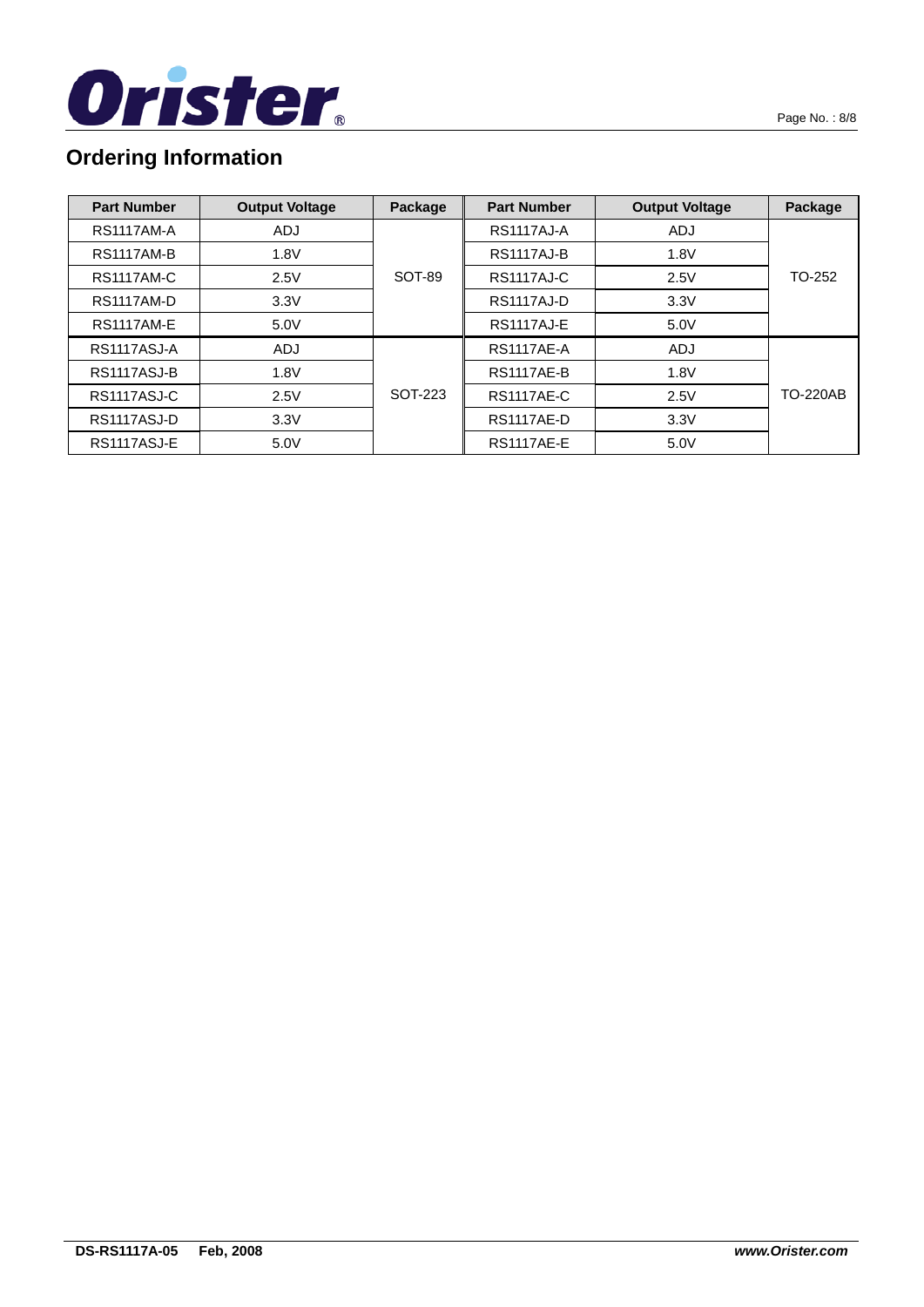## Ordering Information

| Part Number | Output Voltage | Package | Part Number | Output Voltage | Package |
|---|---|---|---|---|---|
| RS1117AM-A | ADJ | SOT-89 | RS1117AJ-A | ADJ | TO-252 |
| RS1117AM-B | 1.8V | | RS1117AJ-B | 1.8V | |
| RS1117AM-C | 2.5V | | RS1117AJ-C | 2.5V | |
| RS1117AM-D | 3.3V | | RS1117AJ-D | 3.3V | |
| RS1117AM-E | 5.0V | | RS1117AJ-E | 5.0V | |
| RS1117ASJ-A | ADJ | SOT-223 | RS1117AE-A | ADJ | TO-220AB |
| RS1117ASJ-B | 1.8V | | RS1117AE-B | 1.8V | |
| RS1117ASJ-C | 2.5V | | RS1117AE-C | 2.5V | |
| RS1117ASJ-D | 3.3V | | RS1117AE-D | 3.3V | |
| RS1117ASJ-E | 5.0V | | RS1117AE-E | 5.0V | |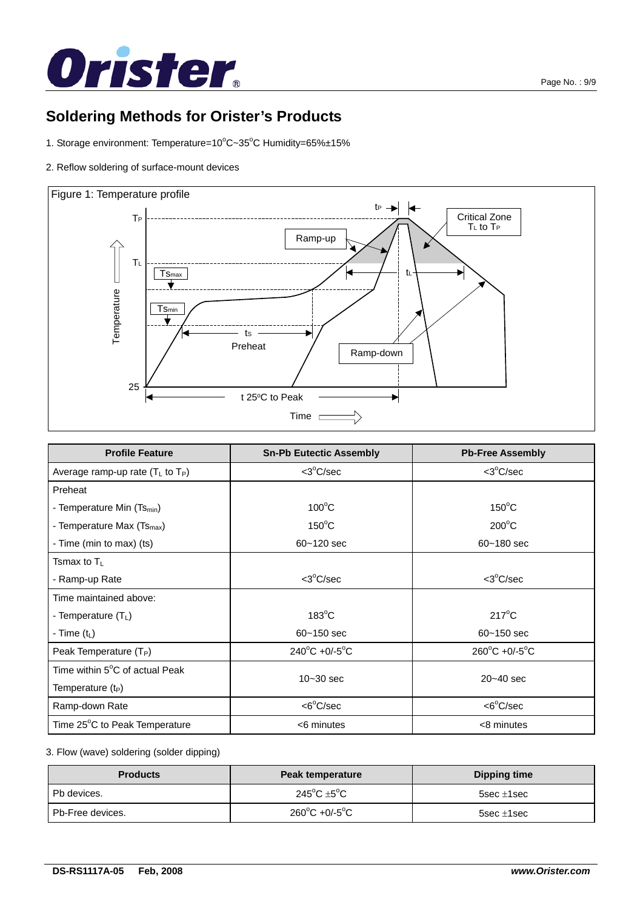## Soldering Methods for Orister's Products

1. Storage environment: Temperature=10°C~35°C Humidity=65%±15%

2. Reflow soldering of surface-mount devices

Figure 1: Temperature profile

| Profile Feature | Sn-Pb Eutectic Assembly | Pb-Free Assembly |
|---|---|---|
| Average ramp-up rate ($T_L$ to $T_P$) | <3°C/sec | <3°C/sec |
| Preheat<br>- Temperature Min ($Ts_{min}$)<br>- Temperature Max ($Ts_{max}$)<br>- Time (min to max) (ts) | <br>100°C<br>150°C<br>60~120 sec | <br>150°C<br>200°C<br>60~180 sec |
| Tsmax to $T_L$<br>- Ramp-up Rate | <br><3°C/sec | <br><3°C/sec |
| Time maintained above:<br>- Temperature ($T_L$)<br>- Time ($t_L$) | <br>183°C<br>60~150 sec | <br>217°C<br>60~150 sec |
| Peak Temperature ($T_P$) | 240°C +0/-5°C | 260°C +0/-5°C |
| Time within 5°C of actual Peak Temperature ($t_P$) | 10~30 sec | 20~40 sec |
| Ramp-down Rate | <6°C/sec | <6°C/sec |
| Time 25°C to Peak Temperature | <6 minutes | <8 minutes |

3. Flow (wave) soldering (solder dipping)

| Products | Peak temperature | Dipping time |
|---|---|---|
| Pb devices. | 245°C ±5°C | 5sec ±1sec |
| Pb-Free devices. | 260°C +0/-5°C | 5sec ±1sec |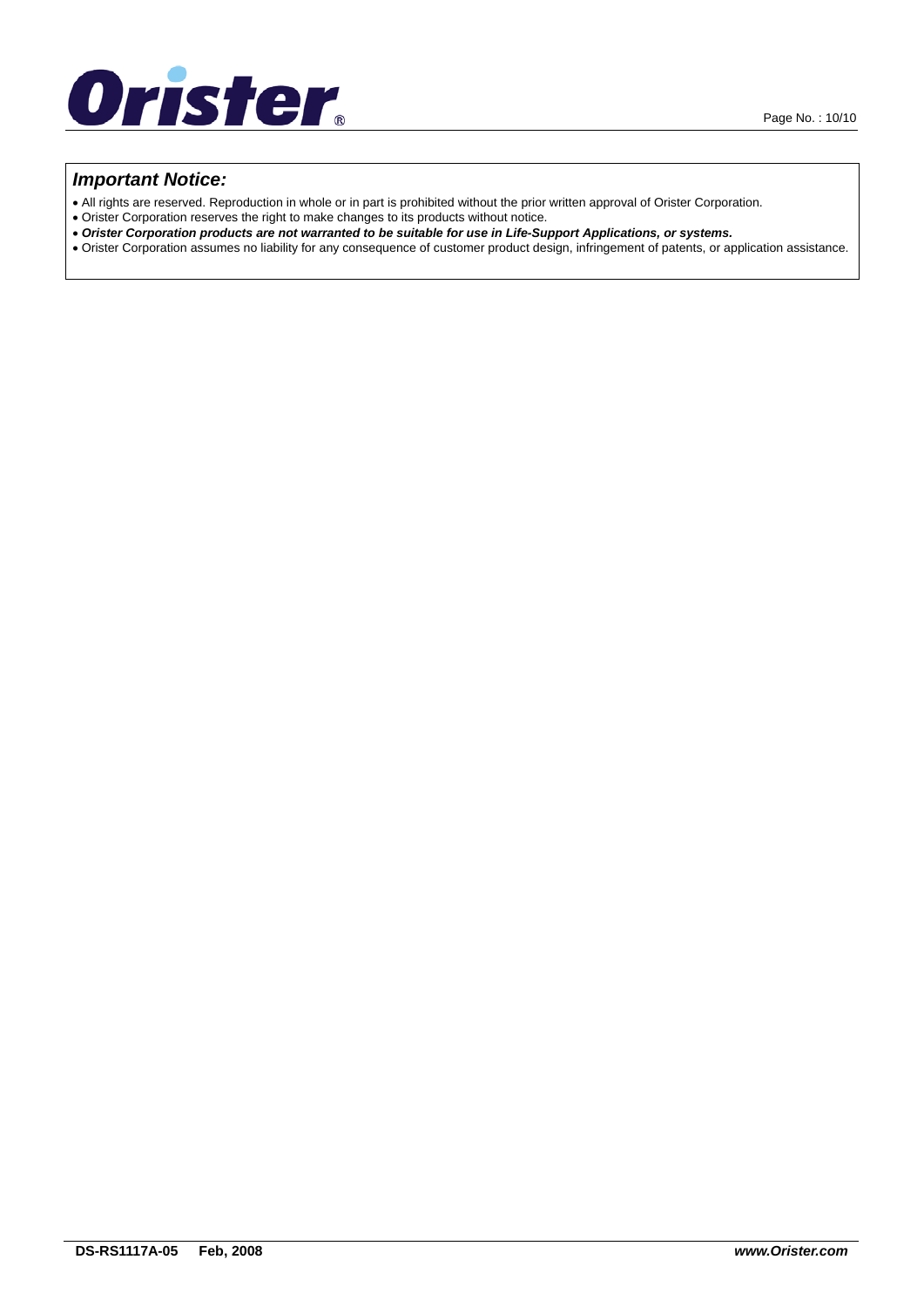### ***Important Notice:***

- All rights are reserved. Reproduction in whole or in part is prohibited without the prior written approval of Orister Corporation.
- Orister Corporation reserves the right to make changes to its products without notice.
- ***Orister Corporation products are not warranted to be suitable for use in Life-Support Applications, or systems.***
- Orister Corporation assumes no liability for any consequence of customer product design, infringement of patents, or application assistance.